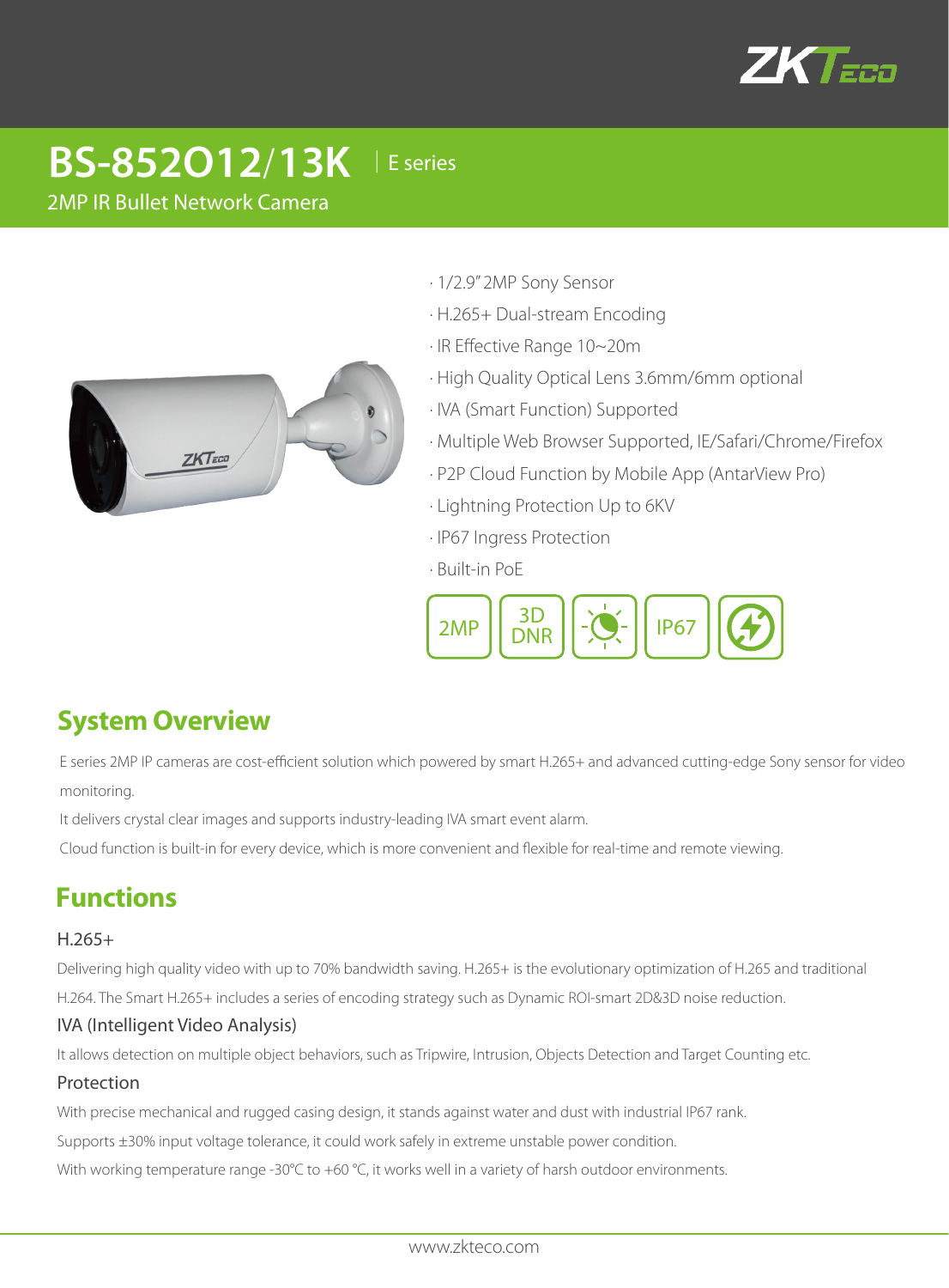# BS-852O12/13K | E series

2MP IR Bullet Network Camera

- 1/2.9" 2MP Sony Sensor
- H.265+ Dual-stream Encoding
- IR Effective Range 10~20m
- High Quality Optical Lens 3.6mm/6mm optional
- IVA (Smart Function) Supported
- Multiple Web Browser Supported, IE/Safari/Chrome/Firefox
- P2P Cloud Function by Mobile App (AntarView Pro)
- Lightning Protection Up to 6KV
- IP67 Ingress Protection
- Built-in PoE

2MP | 3D DNR | IP67

## System Overview

E series 2MP IP cameras are cost-efficient solution which powered by smart H.265+ and advanced cutting-edge Sony sensor for video monitoring.

It delivers crystal clear images and supports industry-leading IVA smart event alarm.

Cloud function is built-in for every device, which is more convenient and flexible for real-time and remote viewing.

## Functions

### H.265+

Delivering high quality video with up to 70% bandwidth saving. H.265+ is the evolutionary optimization of H.265 and traditional H.264. The Smart H.265+ includes a series of encoding strategy such as Dynamic ROI-smart 2D&3D noise reduction.

### IVA (Intelligent Video Analysis)

It allows detection on multiple object behaviors, such as Tripwire, Intrusion, Objects Detection and Target Counting etc.

### Protection

With precise mechanical and rugged casing design, it stands against water and dust with industrial IP67 rank.

Supports ±30% input voltage tolerance, it could work safely in extreme unstable power condition.

With working temperature range -30°C to +60 °C, it works well in a variety of harsh outdoor environments.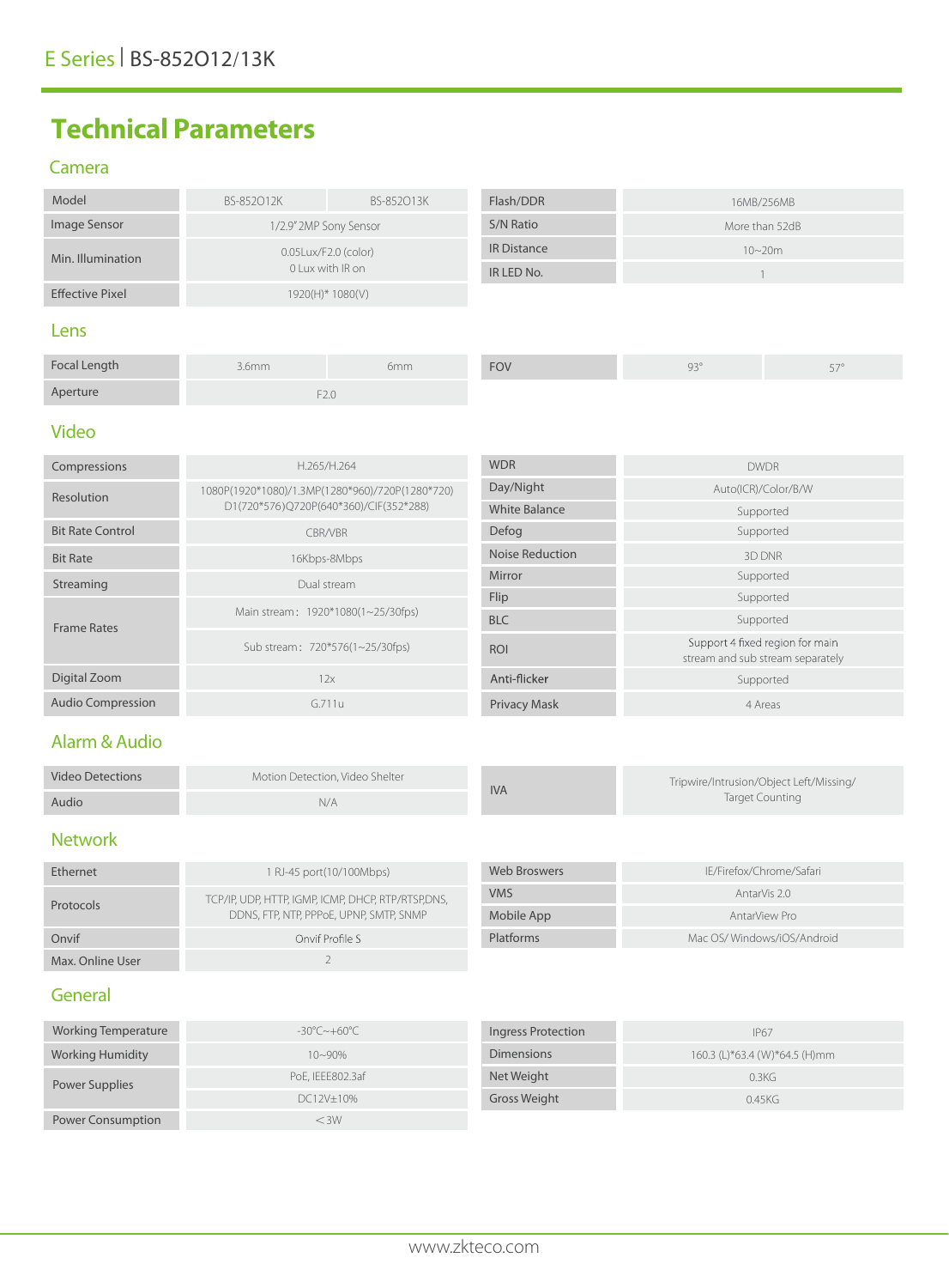E Series | BS-852O12/13K

# Technical Parameters

## Camera

| Model | BS-852O12K | BS-852O13K |
|---|---|---|
| Image Sensor | 1/2.9" 2MP Sony Sensor | |
| Min. Illumination | 0.05Lux/F2.0 (color)<br>0 Lux with IR on | |
| Effective Pixel | 1920(H)* 1080(V) | |

| | |
|---|---|
| Flash/DDR | 16MB/256MB |
| S/N Ratio | More than 52dB |
| IR Distance | 10~20m |
| IR LED No. | 1 |

## Lens

| Focal Length | 3.6mm | 6mm |
|---|---|---|
| Aperture | F2.0 | |
| FOV | 93° | 57° |

## Video

| | |
|---|---|
| Compressions | H.265/H.264 |
| Resolution | 1080P(1920*1080)/1.3MP(1280*960)/720P(1280*720)<br>D1(720*576)Q720P(640*360)/CIF(352*288) |
| Bit Rate Control | CBR/VBR |
| Bit Rate | 16Kbps-8Mbps |
| Streaming | Dual stream |
| Frame Rates | Main stream：1920*1080(1~25/30fps)<br>Sub stream：720*576(1~25/30fps) |
| Digital Zoom | 12x |
| Audio Compression | G.711u |

| | |
|---|---|
| WDR | DWDR |
| Day/Night | Auto(ICR)/Color/B/W |
| White Balance | Supported |
| Defog | Supported |
| Noise Reduction | 3D DNR |
| Mirror | Supported |
| Flip | Supported |
| BLC | Supported |
| ROI | Support 4 fixed region for main stream and sub stream separately |
| Anti-flicker | Supported |
| Privacy Mask | 4 Areas |

## Alarm & Audio

| | |
|---|---|
| Video Detections | Motion Detection, Video Shelter |
| Audio | N/A |
| IVA | Tripwire/Intrusion/Object Left/Missing/ Target Counting |

## Network

| | |
|---|---|
| Ethernet | 1 RJ-45 port(10/100Mbps) |
| Protocols | TCP/IP, UDP, HTTP, IGMP, ICMP, DHCP, RTP/RTSP,DNS, DDNS, FTP, NTP, PPPoE, UPNP, SMTP, SNMP |
| Onvif | Onvif Profile S |
| Max. Online User | 2 |

| | |
|---|---|
| Web Broswers | IE/Firefox/Chrome/Safari |
| VMS | AntarVis 2.0 |
| Mobile App | AntarView Pro |
| Platforms | Mac OS/ Windows/iOS/Android |

## General

| | |
|---|---|
| Working Temperature | -30℃~+60℃ |
| Working Humidity | 10~90% |
| Power Supplies | PoE, IEEE802.3af<br>DC12V±10% |
| Power Consumption | ＜3W |

| | |
|---|---|
| Ingress Protection | IP67 |
| Dimensions | 160.3 (L)*63.4 (W)*64.5 (H)mm |
| Net Weight | 0.3KG |
| Gross Weight | 0.45KG |

www.zkteco.com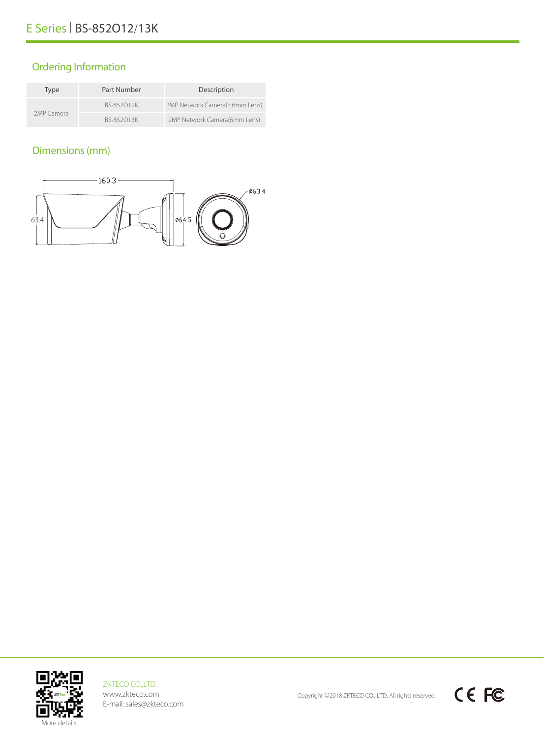## Ordering Information

| Type | Part Number | Description |
| --- | --- | --- |
| 2MP Camera | BS-852O12K | 2MP Network Camera(3.6mm Lens) |
| | BS-852O13K | 2MP Network Camera(6mm Lens) |

## Dimensions (mm)

160.3

63.4

ø64.5

ø63.4

ZKTECO CO.,LTD.
www.zkteco.com
E-mail: sales@zkteco.com

More details

Copyright ©2018 ZKTECO CO., LTD. All rights reserved.